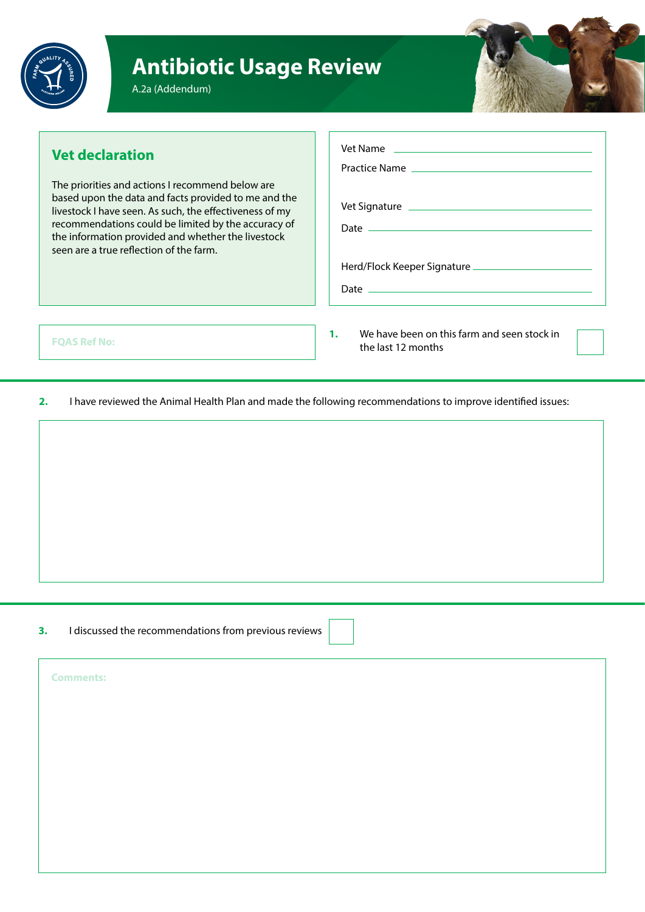# Antibiotic Usage Review

A.2a (Addendum)

## Vet declaration

The priorities and actions I recommend below are based upon the data and facts provided to me and the livestock I have seen. As such, the effectiveness of my recommendations could be limited by the accuracy of the information provided and whether the livestock seen are a true reflection of the farm.

Vet Name \_\_\_\_\_\_\_\_\_\_\_\_\_\_\_\_\_\_\_\_

Practice Name \_\_\_\_\_\_\_\_\_\_\_\_\_\_\_\_\_\_\_\_

Vet Signature \_\_\_\_\_\_\_\_\_\_\_\_\_\_\_\_\_\_\_\_

Date \_\_\_\_\_\_\_\_\_\_\_\_\_\_\_\_\_\_\_\_

Herd/Flock Keeper Signature \_\_\_\_\_\_\_\_\_\_\_\_\_\_\_\_\_\_\_\_

Date \_\_\_\_\_\_\_\_\_\_\_\_\_\_\_\_\_\_\_\_

**FQAS Ref No:**

**1.** We have been on this farm and seen stock in the last 12 months ☐

**2.** I have reviewed the Animal Health Plan and made the following recommendations to improve identified issues:

**3.** I discussed the recommendations from previous reviews ☐

**Comments:**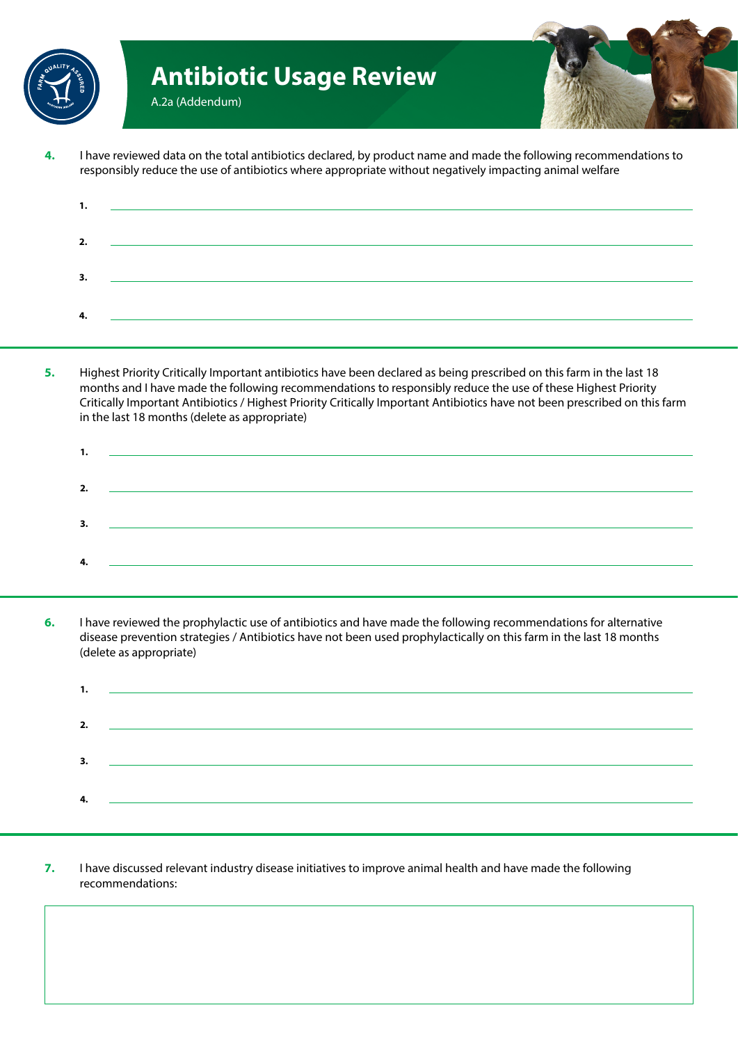# Antibiotic Usage Review

A.2a (Addendum)

**4.** I have reviewed data on the total antibiotics declared, by product name and made the following recommendations to responsibly reduce the use of antibiotics where appropriate without negatively impacting animal welfare

1. 
2. 
3. 
4. 

**5.** Highest Priority Critically Important antibiotics have been declared as being prescribed on this farm in the last 18 months and I have made the following recommendations to responsibly reduce the use of these Highest Priority Critically Important Antibiotics / Highest Priority Critically Important Antibiotics have not been prescribed on this farm in the last 18 months (delete as appropriate)

1. 
2. 
3. 
4. 

**6.** I have reviewed the prophylactic use of antibiotics and have made the following recommendations for alternative disease prevention strategies / Antibiotics have not been used prophylactically on this farm in the last 18 months (delete as appropriate)

1. 
2. 
3. 
4. 

**7.** I have discussed relevant industry disease initiatives to improve animal health and have made the following recommendations: